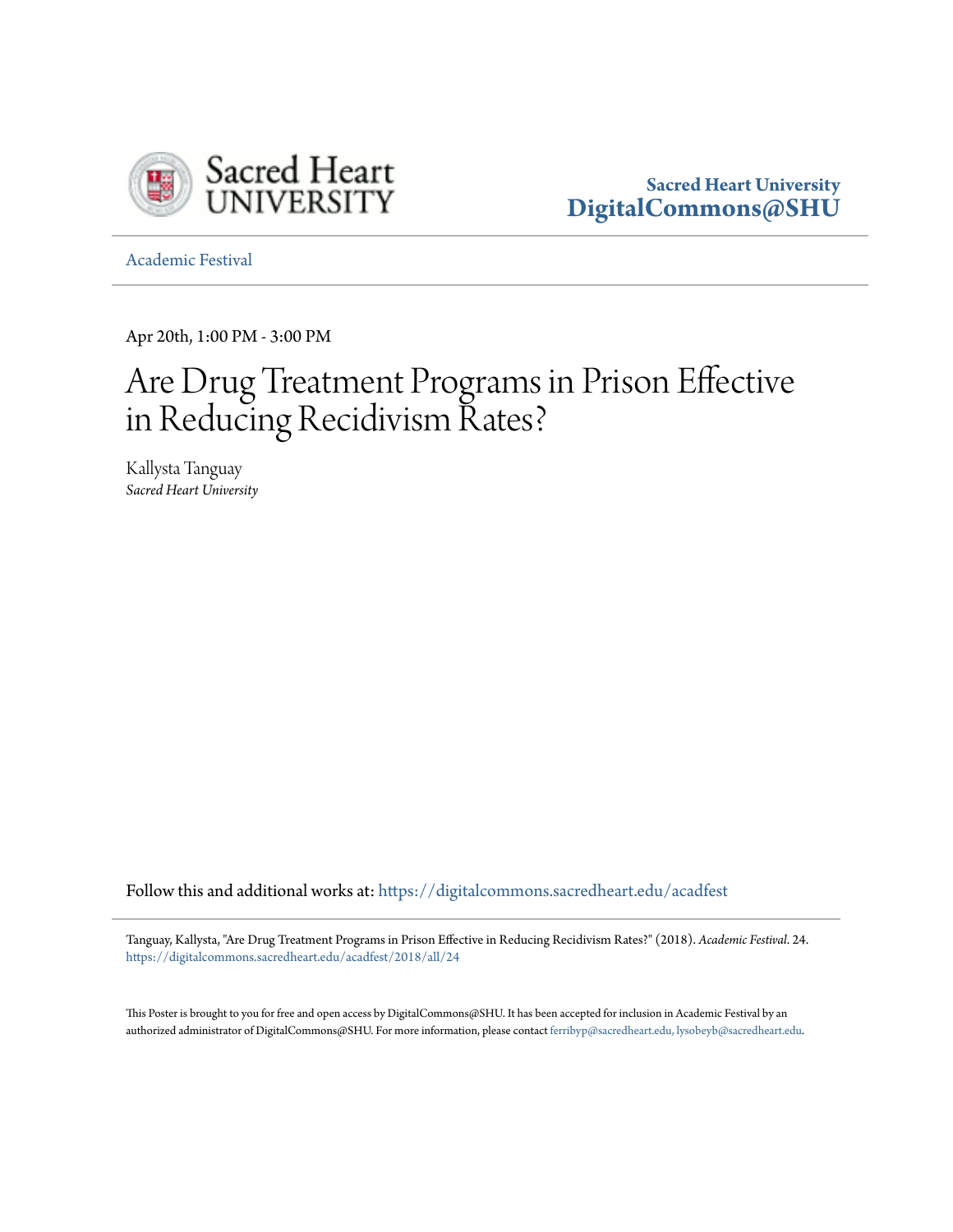Sacred Heart University
DigitalCommons@SHU

Academic Festival

Apr 20th, 1:00 PM - 3:00 PM

# Are Drug Treatment Programs in Prison Effective in Reducing Recidivism Rates?

Kallysta Tanguay
*Sacred Heart University*

Follow this and additional works at: https://digitalcommons.sacredheart.edu/acadfest

Tanguay, Kallysta, "Are Drug Treatment Programs in Prison Effective in Reducing Recidivism Rates?" (2018). *Academic Festival*. 24.
https://digitalcommons.sacredheart.edu/acadfest/2018/all/24

This Poster is brought to you for free and open access by DigitalCommons@SHU. It has been accepted for inclusion in Academic Festival by an authorized administrator of DigitalCommons@SHU. For more information, please contact ferribyp@sacredheart.edu, lysobeyb@sacredheart.edu.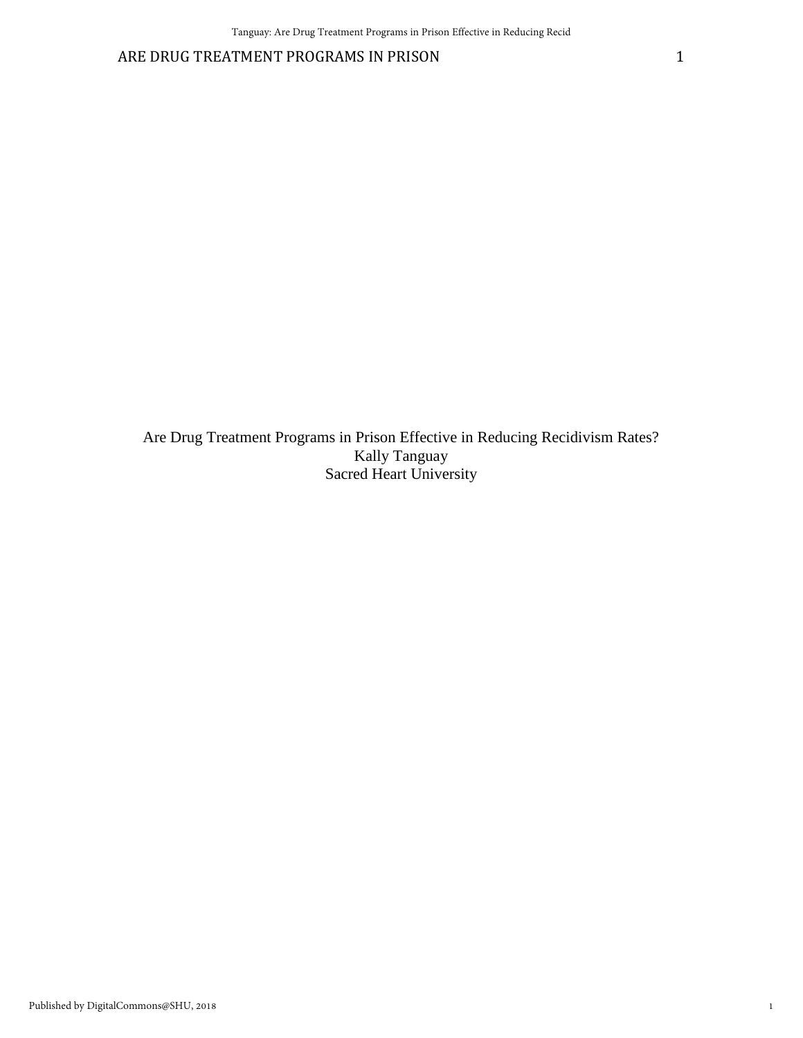Are Drug Treatment Programs in Prison Effective in Reducing Recidivism Rates?

Kally Tanguay

Sacred Heart University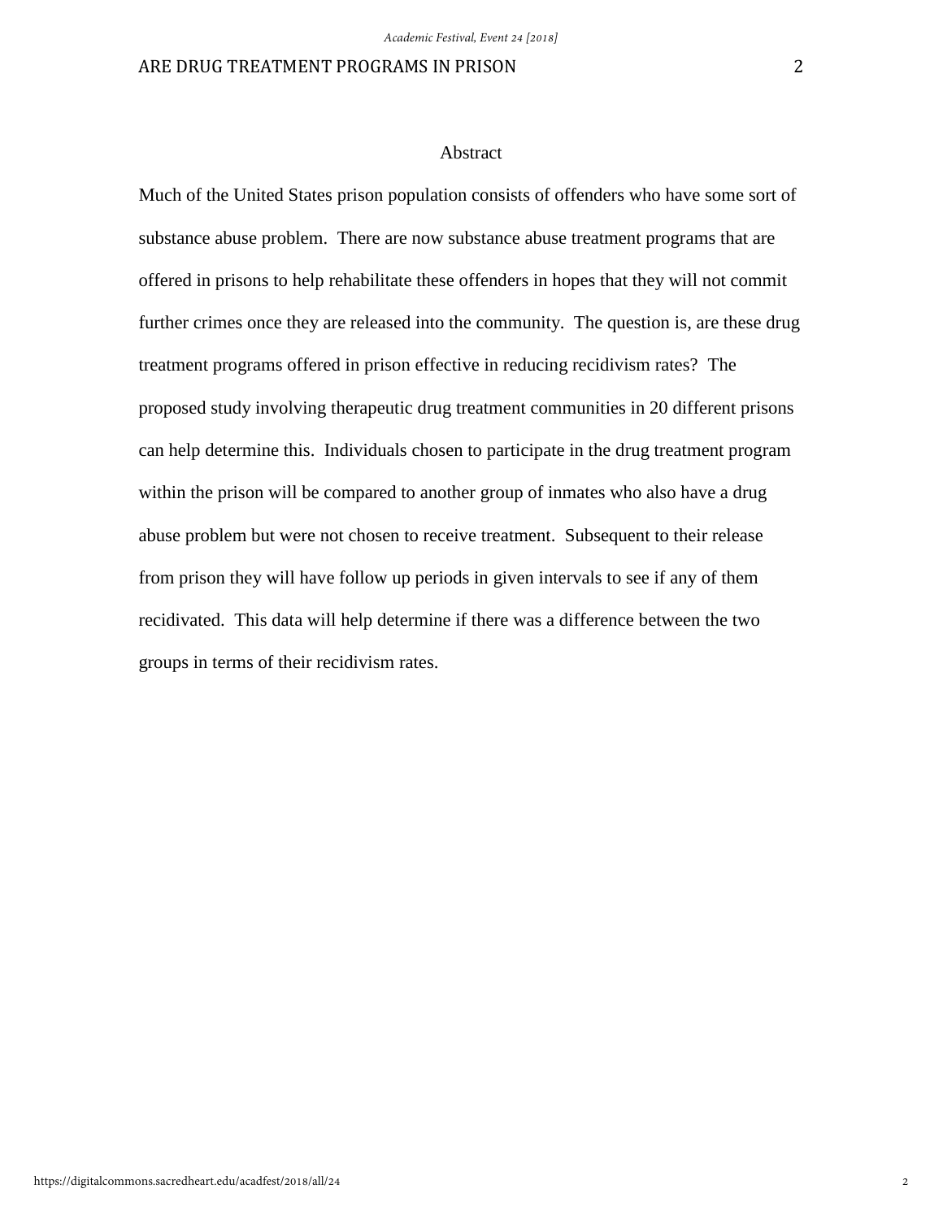## Abstract

Much of the United States prison population consists of offenders who have some sort of substance abuse problem. There are now substance abuse treatment programs that are offered in prisons to help rehabilitate these offenders in hopes that they will not commit further crimes once they are released into the community. The question is, are these drug treatment programs offered in prison effective in reducing recidivism rates? The proposed study involving therapeutic drug treatment communities in 20 different prisons can help determine this. Individuals chosen to participate in the drug treatment program within the prison will be compared to another group of inmates who also have a drug abuse problem but were not chosen to receive treatment. Subsequent to their release from prison they will have follow up periods in given intervals to see if any of them recidivated. This data will help determine if there was a difference between the two groups in terms of their recidivism rates.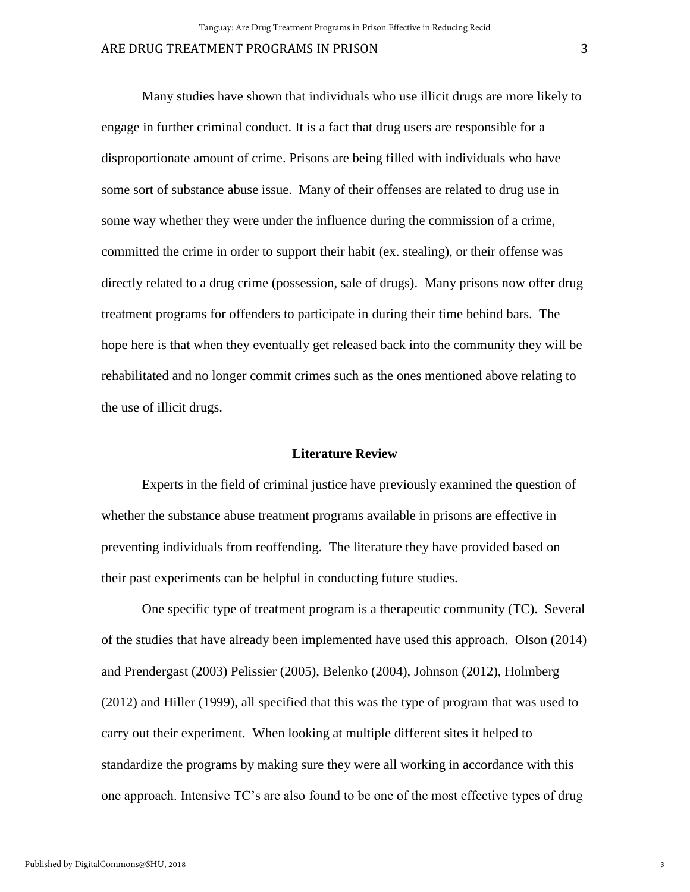Many studies have shown that individuals who use illicit drugs are more likely to engage in further criminal conduct. It is a fact that drug users are responsible for a disproportionate amount of crime. Prisons are being filled with individuals who have some sort of substance abuse issue. Many of their offenses are related to drug use in some way whether they were under the influence during the commission of a crime, committed the crime in order to support their habit (ex. stealing), or their offense was directly related to a drug crime (possession, sale of drugs). Many prisons now offer drug treatment programs for offenders to participate in during their time behind bars. The hope here is that when they eventually get released back into the community they will be rehabilitated and no longer commit crimes such as the ones mentioned above relating to the use of illicit drugs.

## Literature Review

Experts in the field of criminal justice have previously examined the question of whether the substance abuse treatment programs available in prisons are effective in preventing individuals from reoffending. The literature they have provided based on their past experiments can be helpful in conducting future studies.

One specific type of treatment program is a therapeutic community (TC). Several of the studies that have already been implemented have used this approach. Olson (2014) and Prendergast (2003) Pelissier (2005), Belenko (2004), Johnson (2012), Holmberg (2012) and Hiller (1999), all specified that this was the type of program that was used to carry out their experiment. When looking at multiple different sites it helped to standardize the programs by making sure they were all working in accordance with this one approach. Intensive TC's are also found to be one of the most effective types of drug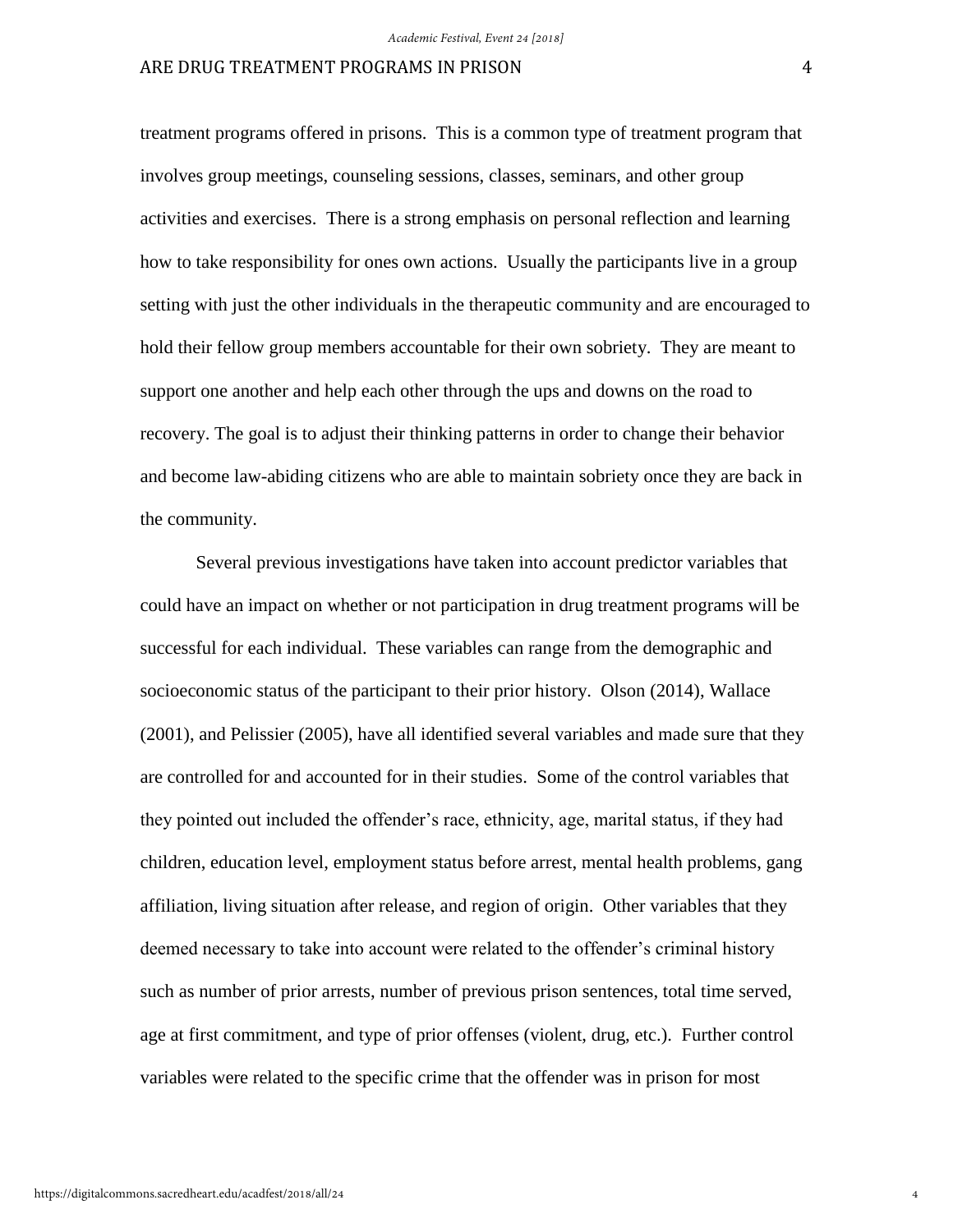treatment programs offered in prisons. This is a common type of treatment program that involves group meetings, counseling sessions, classes, seminars, and other group activities and exercises. There is a strong emphasis on personal reflection and learning how to take responsibility for ones own actions. Usually the participants live in a group setting with just the other individuals in the therapeutic community and are encouraged to hold their fellow group members accountable for their own sobriety. They are meant to support one another and help each other through the ups and downs on the road to recovery. The goal is to adjust their thinking patterns in order to change their behavior and become law-abiding citizens who are able to maintain sobriety once they are back in the community.

Several previous investigations have taken into account predictor variables that could have an impact on whether or not participation in drug treatment programs will be successful for each individual. These variables can range from the demographic and socioeconomic status of the participant to their prior history. Olson (2014), Wallace (2001), and Pelissier (2005), have all identified several variables and made sure that they are controlled for and accounted for in their studies. Some of the control variables that they pointed out included the offender's race, ethnicity, age, marital status, if they had children, education level, employment status before arrest, mental health problems, gang affiliation, living situation after release, and region of origin. Other variables that they deemed necessary to take into account were related to the offender's criminal history such as number of prior arrests, number of previous prison sentences, total time served, age at first commitment, and type of prior offenses (violent, drug, etc.). Further control variables were related to the specific crime that the offender was in prison for most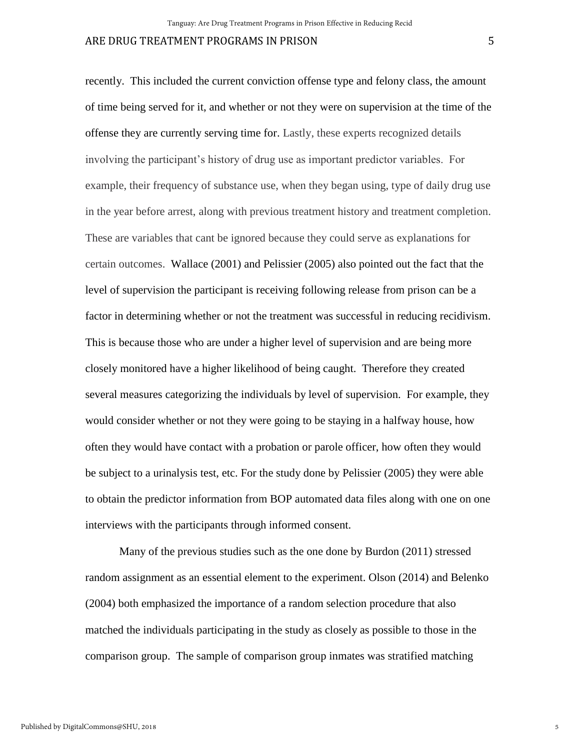recently. This included the current conviction offense type and felony class, the amount of time being served for it, and whether or not they were on supervision at the time of the offense they are currently serving time for. Lastly, these experts recognized details involving the participant's history of drug use as important predictor variables. For example, their frequency of substance use, when they began using, type of daily drug use in the year before arrest, along with previous treatment history and treatment completion. These are variables that cant be ignored because they could serve as explanations for certain outcomes. Wallace (2001) and Pelissier (2005) also pointed out the fact that the level of supervision the participant is receiving following release from prison can be a factor in determining whether or not the treatment was successful in reducing recidivism. This is because those who are under a higher level of supervision and are being more closely monitored have a higher likelihood of being caught. Therefore they created several measures categorizing the individuals by level of supervision. For example, they would consider whether or not they were going to be staying in a halfway house, how often they would have contact with a probation or parole officer, how often they would be subject to a urinalysis test, etc. For the study done by Pelissier (2005) they were able to obtain the predictor information from BOP automated data files along with one on one interviews with the participants through informed consent.

Many of the previous studies such as the one done by Burdon (2011) stressed random assignment as an essential element to the experiment. Olson (2014) and Belenko (2004) both emphasized the importance of a random selection procedure that also matched the individuals participating in the study as closely as possible to those in the comparison group. The sample of comparison group inmates was stratified matching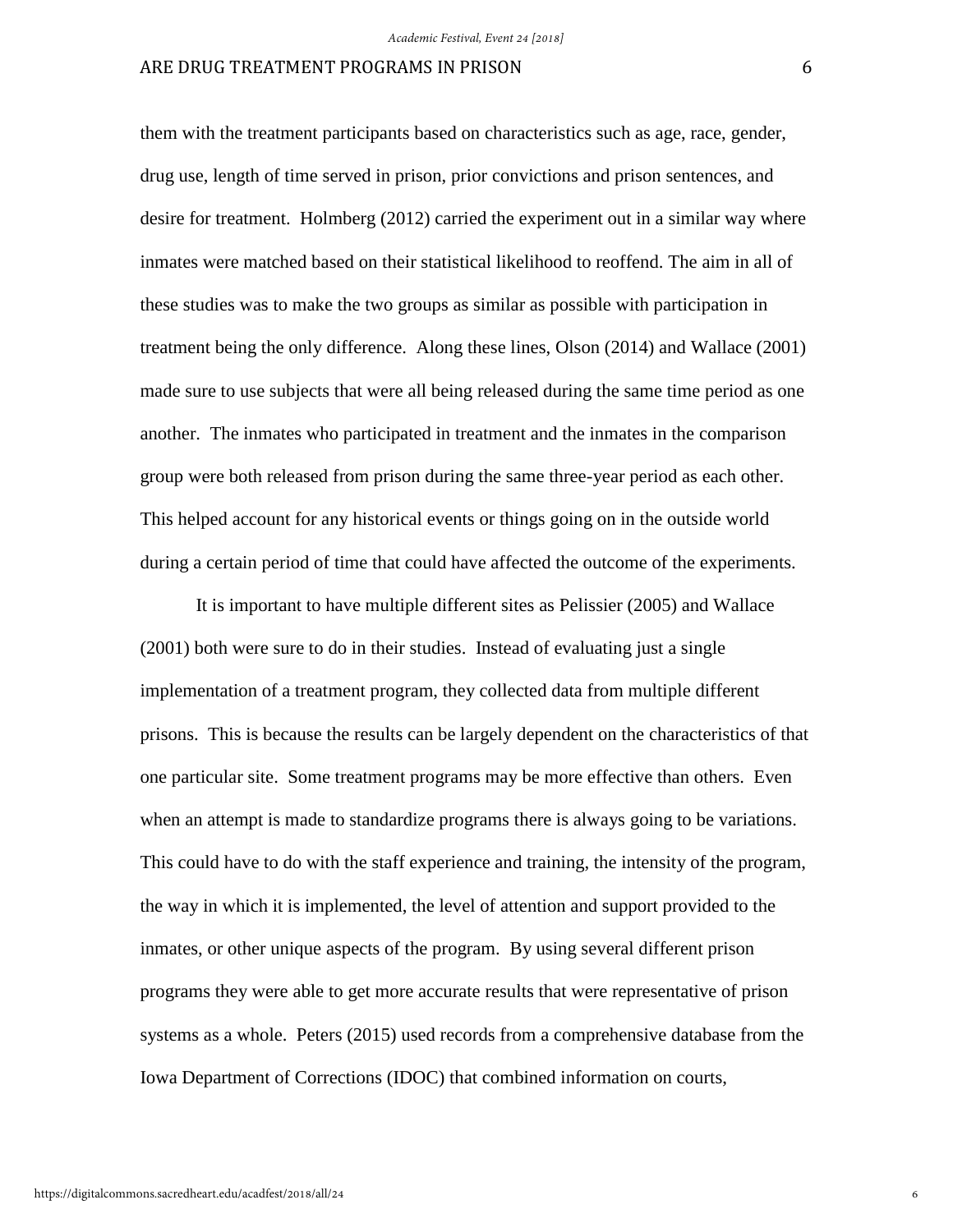them with the treatment participants based on characteristics such as age, race, gender, drug use, length of time served in prison, prior convictions and prison sentences, and desire for treatment. Holmberg (2012) carried the experiment out in a similar way where inmates were matched based on their statistical likelihood to reoffend. The aim in all of these studies was to make the two groups as similar as possible with participation in treatment being the only difference. Along these lines, Olson (2014) and Wallace (2001) made sure to use subjects that were all being released during the same time period as one another. The inmates who participated in treatment and the inmates in the comparison group were both released from prison during the same three-year period as each other. This helped account for any historical events or things going on in the outside world during a certain period of time that could have affected the outcome of the experiments.

It is important to have multiple different sites as Pelissier (2005) and Wallace (2001) both were sure to do in their studies. Instead of evaluating just a single implementation of a treatment program, they collected data from multiple different prisons. This is because the results can be largely dependent on the characteristics of that one particular site. Some treatment programs may be more effective than others. Even when an attempt is made to standardize programs there is always going to be variations. This could have to do with the staff experience and training, the intensity of the program, the way in which it is implemented, the level of attention and support provided to the inmates, or other unique aspects of the program. By using several different prison programs they were able to get more accurate results that were representative of prison systems as a whole. Peters (2015) used records from a comprehensive database from the Iowa Department of Corrections (IDOC) that combined information on courts,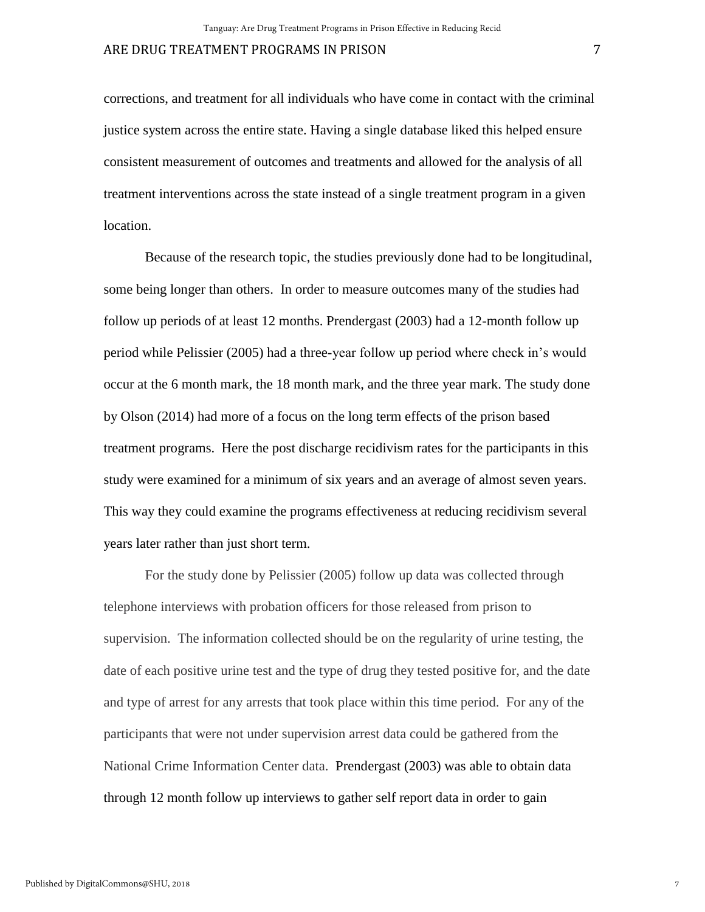corrections, and treatment for all individuals who have come in contact with the criminal justice system across the entire state. Having a single database liked this helped ensure consistent measurement of outcomes and treatments and allowed for the analysis of all treatment interventions across the state instead of a single treatment program in a given location.

Because of the research topic, the studies previously done had to be longitudinal, some being longer than others. In order to measure outcomes many of the studies had follow up periods of at least 12 months. Prendergast (2003) had a 12-month follow up period while Pelissier (2005) had a three-year follow up period where check in's would occur at the 6 month mark, the 18 month mark, and the three year mark. The study done by Olson (2014) had more of a focus on the long term effects of the prison based treatment programs. Here the post discharge recidivism rates for the participants in this study were examined for a minimum of six years and an average of almost seven years. This way they could examine the programs effectiveness at reducing recidivism several years later rather than just short term.

For the study done by Pelissier (2005) follow up data was collected through telephone interviews with probation officers for those released from prison to supervision. The information collected should be on the regularity of urine testing, the date of each positive urine test and the type of drug they tested positive for, and the date and type of arrest for any arrests that took place within this time period. For any of the participants that were not under supervision arrest data could be gathered from the National Crime Information Center data. Prendergast (2003) was able to obtain data through 12 month follow up interviews to gather self report data in order to gain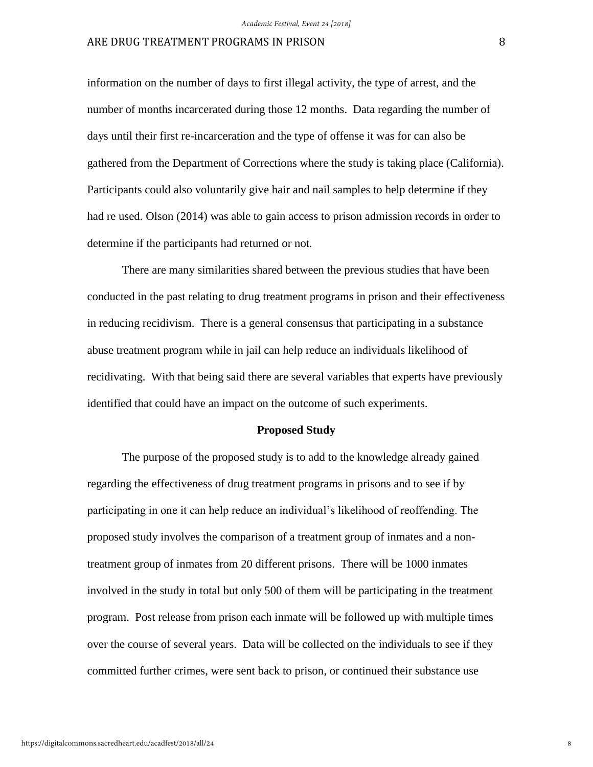information on the number of days to first illegal activity, the type of arrest, and the number of months incarcerated during those 12 months. Data regarding the number of days until their first re-incarceration and the type of offense it was for can also be gathered from the Department of Corrections where the study is taking place (California). Participants could also voluntarily give hair and nail samples to help determine if they had re used. Olson (2014) was able to gain access to prison admission records in order to determine if the participants had returned or not.

There are many similarities shared between the previous studies that have been conducted in the past relating to drug treatment programs in prison and their effectiveness in reducing recidivism. There is a general consensus that participating in a substance abuse treatment program while in jail can help reduce an individuals likelihood of recidivating. With that being said there are several variables that experts have previously identified that could have an impact on the outcome of such experiments.

**Proposed Study**

The purpose of the proposed study is to add to the knowledge already gained regarding the effectiveness of drug treatment programs in prisons and to see if by participating in one it can help reduce an individual's likelihood of reoffending. The proposed study involves the comparison of a treatment group of inmates and a non-treatment group of inmates from 20 different prisons. There will be 1000 inmates involved in the study in total but only 500 of them will be participating in the treatment program. Post release from prison each inmate will be followed up with multiple times over the course of several years. Data will be collected on the individuals to see if they committed further crimes, were sent back to prison, or continued their substance use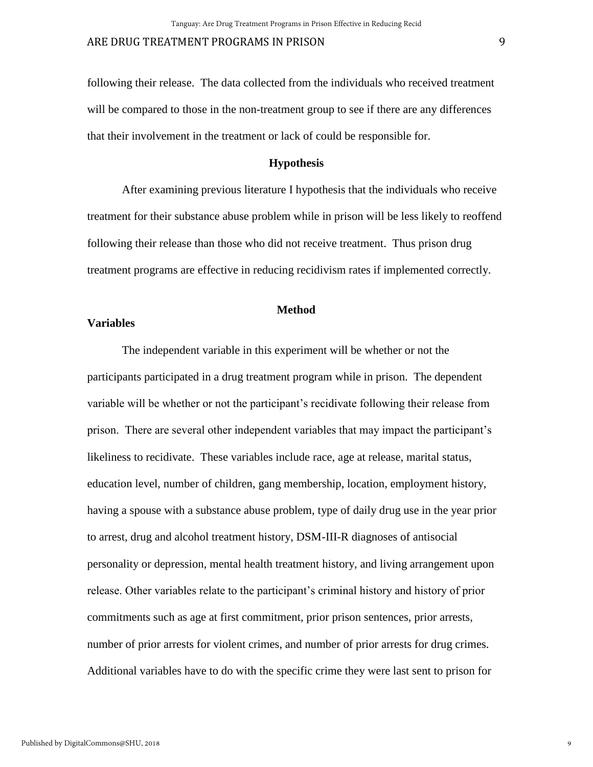following their release. The data collected from the individuals who received treatment will be compared to those in the non-treatment group to see if there are any differences that their involvement in the treatment or lack of could be responsible for.

## Hypothesis

After examining previous literature I hypothesis that the individuals who receive treatment for their substance abuse problem while in prison will be less likely to reoffend following their release than those who did not receive treatment. Thus prison drug treatment programs are effective in reducing recidivism rates if implemented correctly.

## Method

### Variables

The independent variable in this experiment will be whether or not the participants participated in a drug treatment program while in prison. The dependent variable will be whether or not the participant's recidivate following their release from prison. There are several other independent variables that may impact the participant's likeliness to recidivate. These variables include race, age at release, marital status, education level, number of children, gang membership, location, employment history, having a spouse with a substance abuse problem, type of daily drug use in the year prior to arrest, drug and alcohol treatment history, DSM-III-R diagnoses of antisocial personality or depression, mental health treatment history, and living arrangement upon release. Other variables relate to the participant's criminal history and history of prior commitments such as age at first commitment, prior prison sentences, prior arrests, number of prior arrests for violent crimes, and number of prior arrests for drug crimes. Additional variables have to do with the specific crime they were last sent to prison for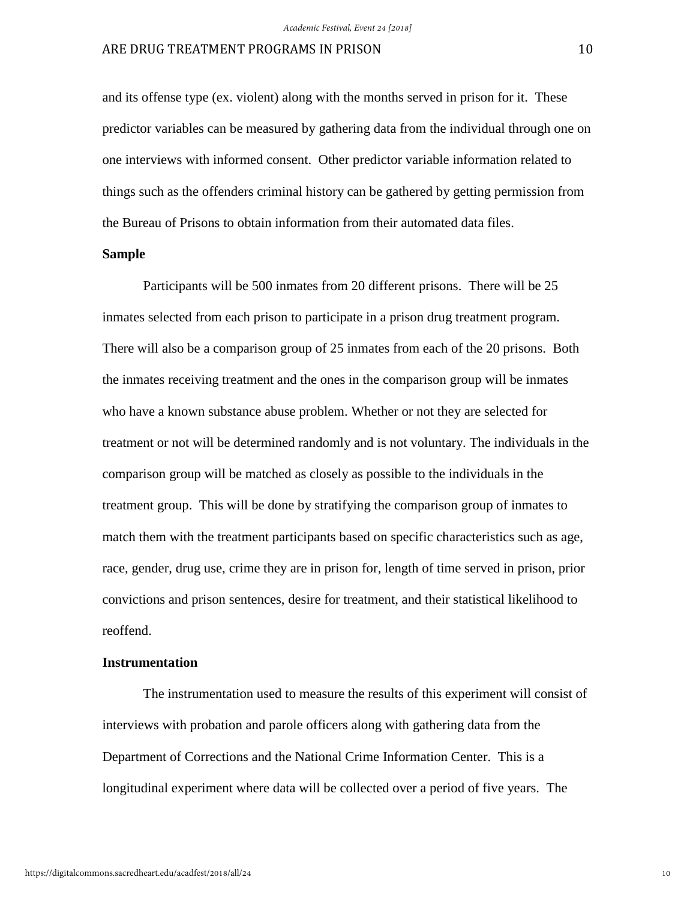and its offense type (ex. violent) along with the months served in prison for it. These predictor variables can be measured by gathering data from the individual through one on one interviews with informed consent. Other predictor variable information related to things such as the offenders criminal history can be gathered by getting permission from the Bureau of Prisons to obtain information from their automated data files.

**Sample**

Participants will be 500 inmates from 20 different prisons. There will be 25 inmates selected from each prison to participate in a prison drug treatment program. There will also be a comparison group of 25 inmates from each of the 20 prisons. Both the inmates receiving treatment and the ones in the comparison group will be inmates who have a known substance abuse problem. Whether or not they are selected for treatment or not will be determined randomly and is not voluntary. The individuals in the comparison group will be matched as closely as possible to the individuals in the treatment group. This will be done by stratifying the comparison group of inmates to match them with the treatment participants based on specific characteristics such as age, race, gender, drug use, crime they are in prison for, length of time served in prison, prior convictions and prison sentences, desire for treatment, and their statistical likelihood to reoffend.

**Instrumentation**

The instrumentation used to measure the results of this experiment will consist of interviews with probation and parole officers along with gathering data from the Department of Corrections and the National Crime Information Center. This is a longitudinal experiment where data will be collected over a period of five years. The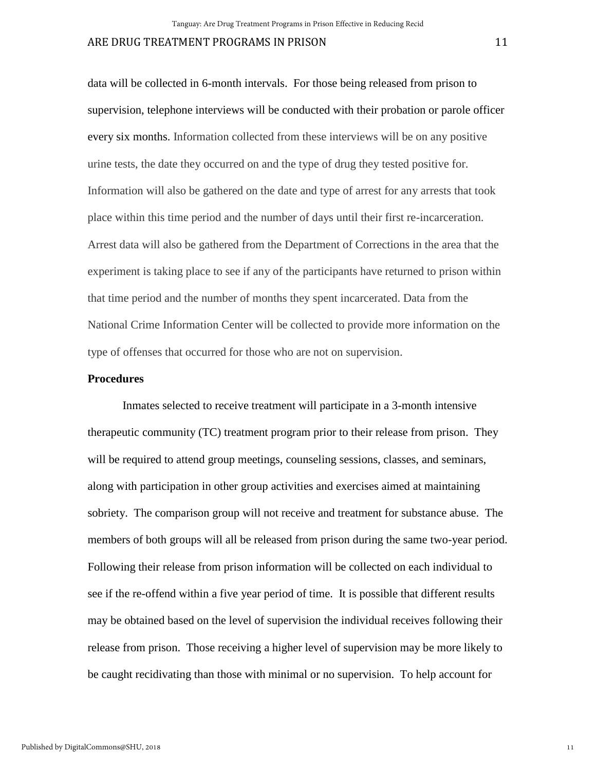data will be collected in 6-month intervals. For those being released from prison to supervision, telephone interviews will be conducted with their probation or parole officer every six months. Information collected from these interviews will be on any positive urine tests, the date they occurred on and the type of drug they tested positive for. Information will also be gathered on the date and type of arrest for any arrests that took place within this time period and the number of days until their first re-incarceration. Arrest data will also be gathered from the Department of Corrections in the area that the experiment is taking place to see if any of the participants have returned to prison within that time period and the number of months they spent incarcerated. Data from the National Crime Information Center will be collected to provide more information on the type of offenses that occurred for those who are not on supervision.

**Procedures**

Inmates selected to receive treatment will participate in a 3-month intensive therapeutic community (TC) treatment program prior to their release from prison. They will be required to attend group meetings, counseling sessions, classes, and seminars, along with participation in other group activities and exercises aimed at maintaining sobriety. The comparison group will not receive and treatment for substance abuse. The members of both groups will all be released from prison during the same two-year period. Following their release from prison information will be collected on each individual to see if the re-offend within a five year period of time. It is possible that different results may be obtained based on the level of supervision the individual receives following their release from prison. Those receiving a higher level of supervision may be more likely to be caught recidivating than those with minimal or no supervision. To help account for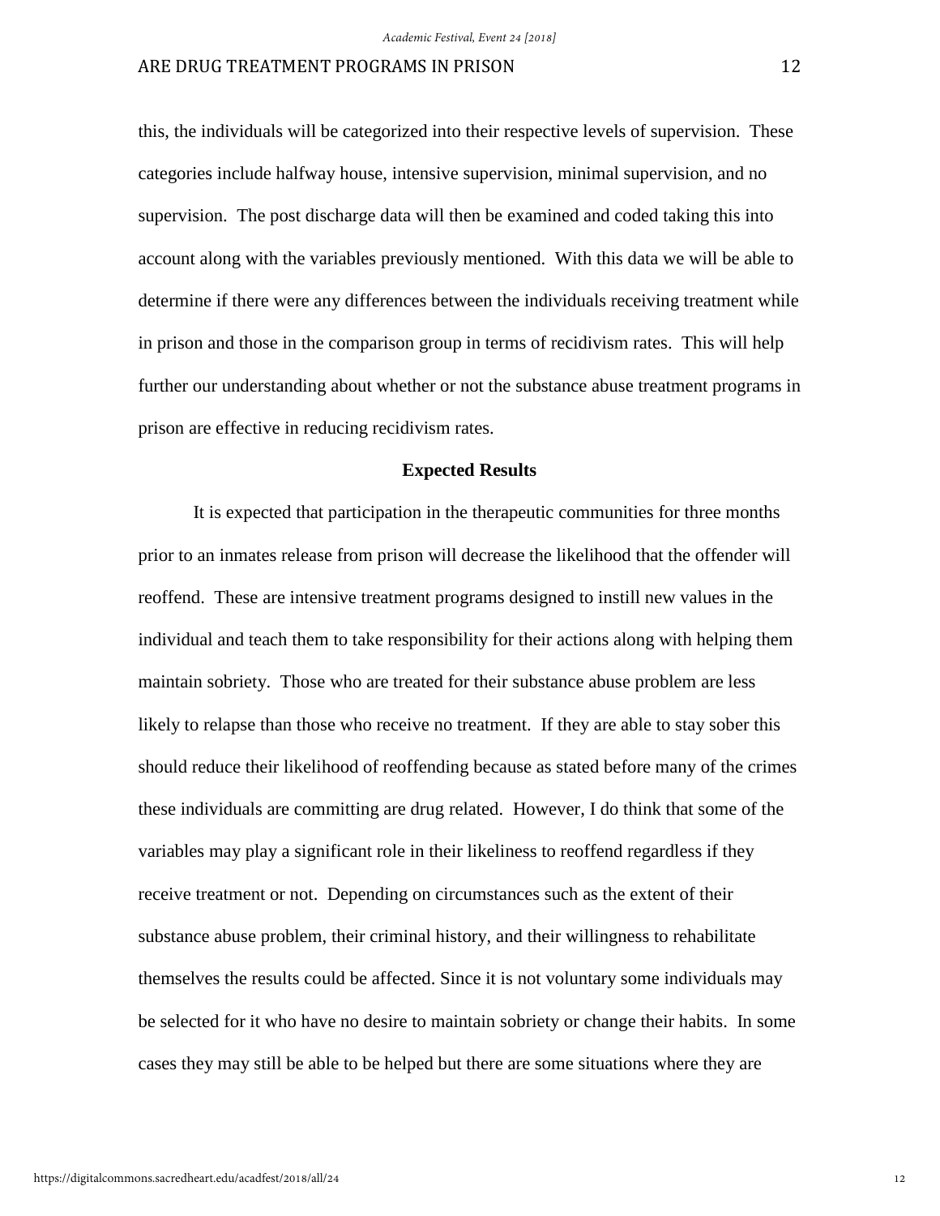this, the individuals will be categorized into their respective levels of supervision. These categories include halfway house, intensive supervision, minimal supervision, and no supervision. The post discharge data will then be examined and coded taking this into account along with the variables previously mentioned. With this data we will be able to determine if there were any differences between the individuals receiving treatment while in prison and those in the comparison group in terms of recidivism rates. This will help further our understanding about whether or not the substance abuse treatment programs in prison are effective in reducing recidivism rates.

## Expected Results

It is expected that participation in the therapeutic communities for three months prior to an inmates release from prison will decrease the likelihood that the offender will reoffend. These are intensive treatment programs designed to instill new values in the individual and teach them to take responsibility for their actions along with helping them maintain sobriety. Those who are treated for their substance abuse problem are less likely to relapse than those who receive no treatment. If they are able to stay sober this should reduce their likelihood of reoffending because as stated before many of the crimes these individuals are committing are drug related. However, I do think that some of the variables may play a significant role in their likeliness to reoffend regardless if they receive treatment or not. Depending on circumstances such as the extent of their substance abuse problem, their criminal history, and their willingness to rehabilitate themselves the results could be affected. Since it is not voluntary some individuals may be selected for it who have no desire to maintain sobriety or change their habits. In some cases they may still be able to be helped but there are some situations where they are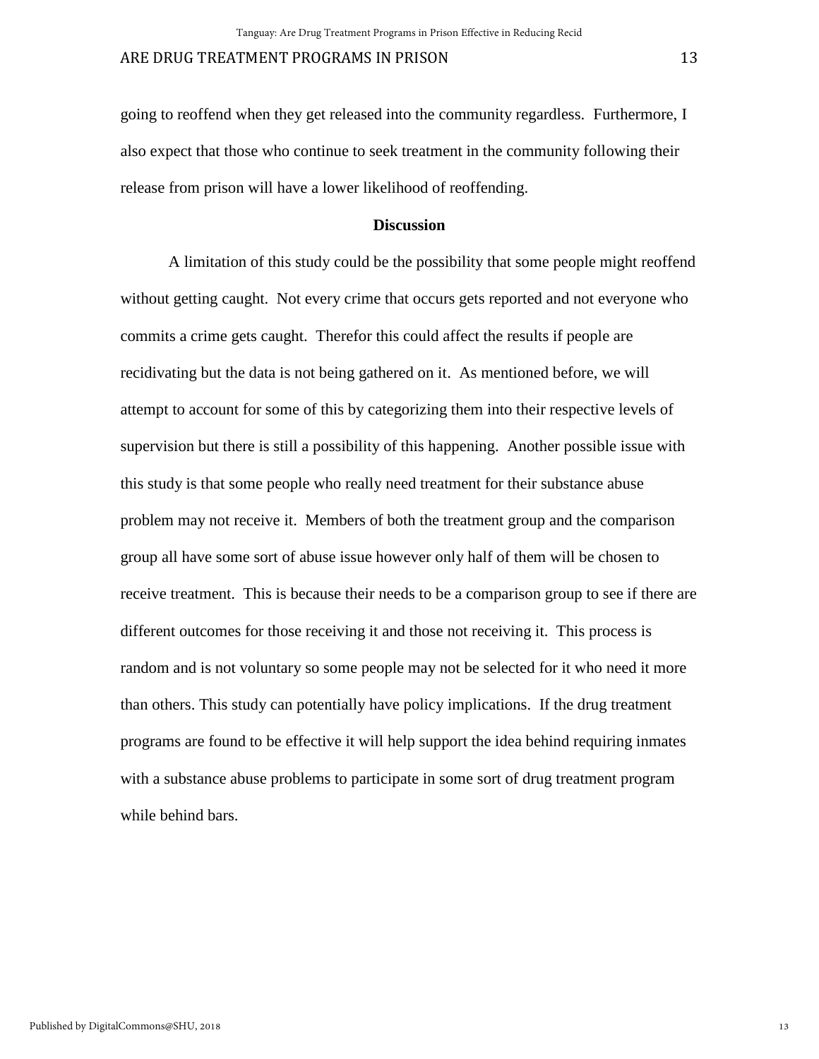going to reoffend when they get released into the community regardless. Furthermore, I also expect that those who continue to seek treatment in the community following their release from prison will have a lower likelihood of reoffending.

## Discussion

A limitation of this study could be the possibility that some people might reoffend without getting caught. Not every crime that occurs gets reported and not everyone who commits a crime gets caught. Therefor this could affect the results if people are recidivating but the data is not being gathered on it. As mentioned before, we will attempt to account for some of this by categorizing them into their respective levels of supervision but there is still a possibility of this happening. Another possible issue with this study is that some people who really need treatment for their substance abuse problem may not receive it. Members of both the treatment group and the comparison group all have some sort of abuse issue however only half of them will be chosen to receive treatment. This is because their needs to be a comparison group to see if there are different outcomes for those receiving it and those not receiving it. This process is random and is not voluntary so some people may not be selected for it who need it more than others. This study can potentially have policy implications. If the drug treatment programs are found to be effective it will help support the idea behind requiring inmates with a substance abuse problems to participate in some sort of drug treatment program while behind bars.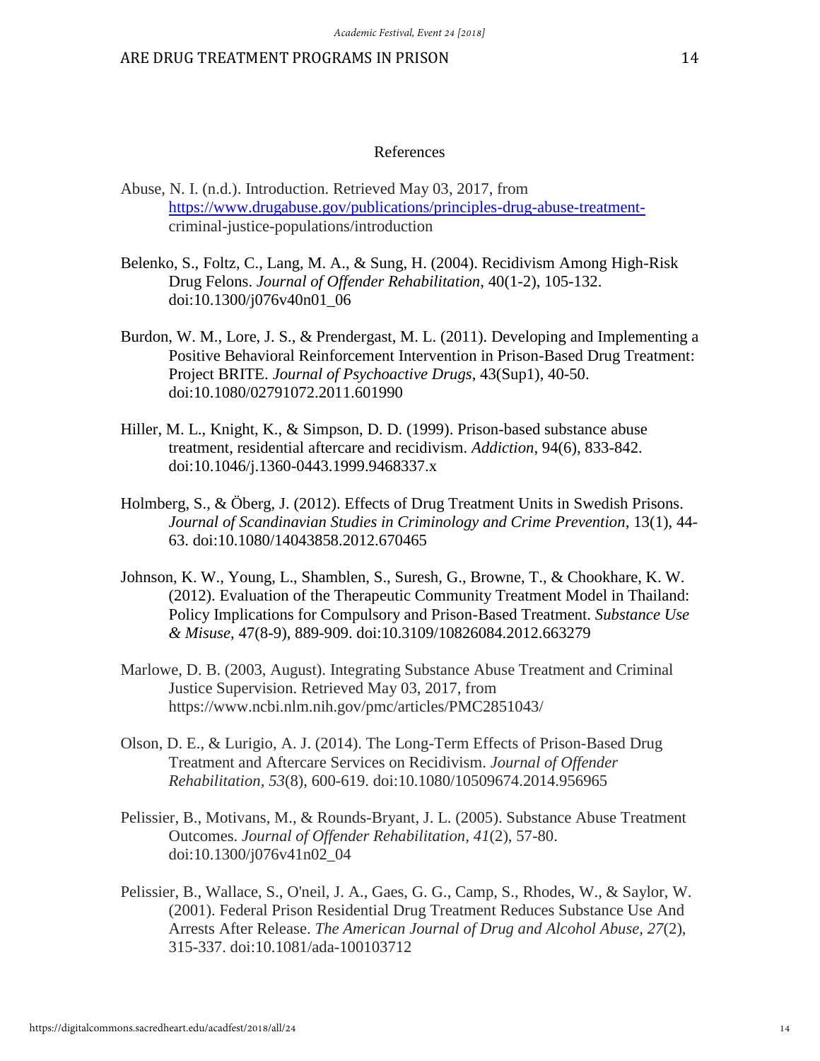# References

Abuse, N. I. (n.d.). Introduction. Retrieved May 03, 2017, from https://www.drugabuse.gov/publications/principles-drug-abuse-treatment-criminal-justice-populations/introduction

Belenko, S., Foltz, C., Lang, M. A., & Sung, H. (2004). Recidivism Among High-Risk Drug Felons. *Journal of Offender Rehabilitation*, 40(1-2), 105-132. doi:10.1300/j076v40n01_06

Burdon, W. M., Lore, J. S., & Prendergast, M. L. (2011). Developing and Implementing a Positive Behavioral Reinforcement Intervention in Prison-Based Drug Treatment: Project BRITE. *Journal of Psychoactive Drugs*, 43(Sup1), 40-50. doi:10.1080/02791072.2011.601990

Hiller, M. L., Knight, K., & Simpson, D. D. (1999). Prison-based substance abuse treatment, residential aftercare and recidivism. *Addiction*, 94(6), 833-842. doi:10.1046/j.1360-0443.1999.9468337.x

Holmberg, S., & Öberg, J. (2012). Effects of Drug Treatment Units in Swedish Prisons. *Journal of Scandinavian Studies in Criminology and Crime Prevention*, 13(1), 44-63. doi:10.1080/14043858.2012.670465

Johnson, K. W., Young, L., Shamblen, S., Suresh, G., Browne, T., & Chookhare, K. W. (2012). Evaluation of the Therapeutic Community Treatment Model in Thailand: Policy Implications for Compulsory and Prison-Based Treatment. *Substance Use & Misuse*, 47(8-9), 889-909. doi:10.3109/10826084.2012.663279

Marlowe, D. B. (2003, August). Integrating Substance Abuse Treatment and Criminal Justice Supervision. Retrieved May 03, 2017, from https://www.ncbi.nlm.nih.gov/pmc/articles/PMC2851043/

Olson, D. E., & Lurigio, A. J. (2014). The Long-Term Effects of Prison-Based Drug Treatment and Aftercare Services on Recidivism. *Journal of Offender Rehabilitation*, *53*(8), 600-619. doi:10.1080/10509674.2014.956965

Pelissier, B., Motivans, M., & Rounds-Bryant, J. L. (2005). Substance Abuse Treatment Outcomes. *Journal of Offender Rehabilitation*, *41*(2), 57-80. doi:10.1300/j076v41n02_04

Pelissier, B., Wallace, S., O'neil, J. A., Gaes, G. G., Camp, S., Rhodes, W., & Saylor, W. (2001). Federal Prison Residential Drug Treatment Reduces Substance Use And Arrests After Release. *The American Journal of Drug and Alcohol Abuse, 27*(2), 315-337. doi:10.1081/ada-100103712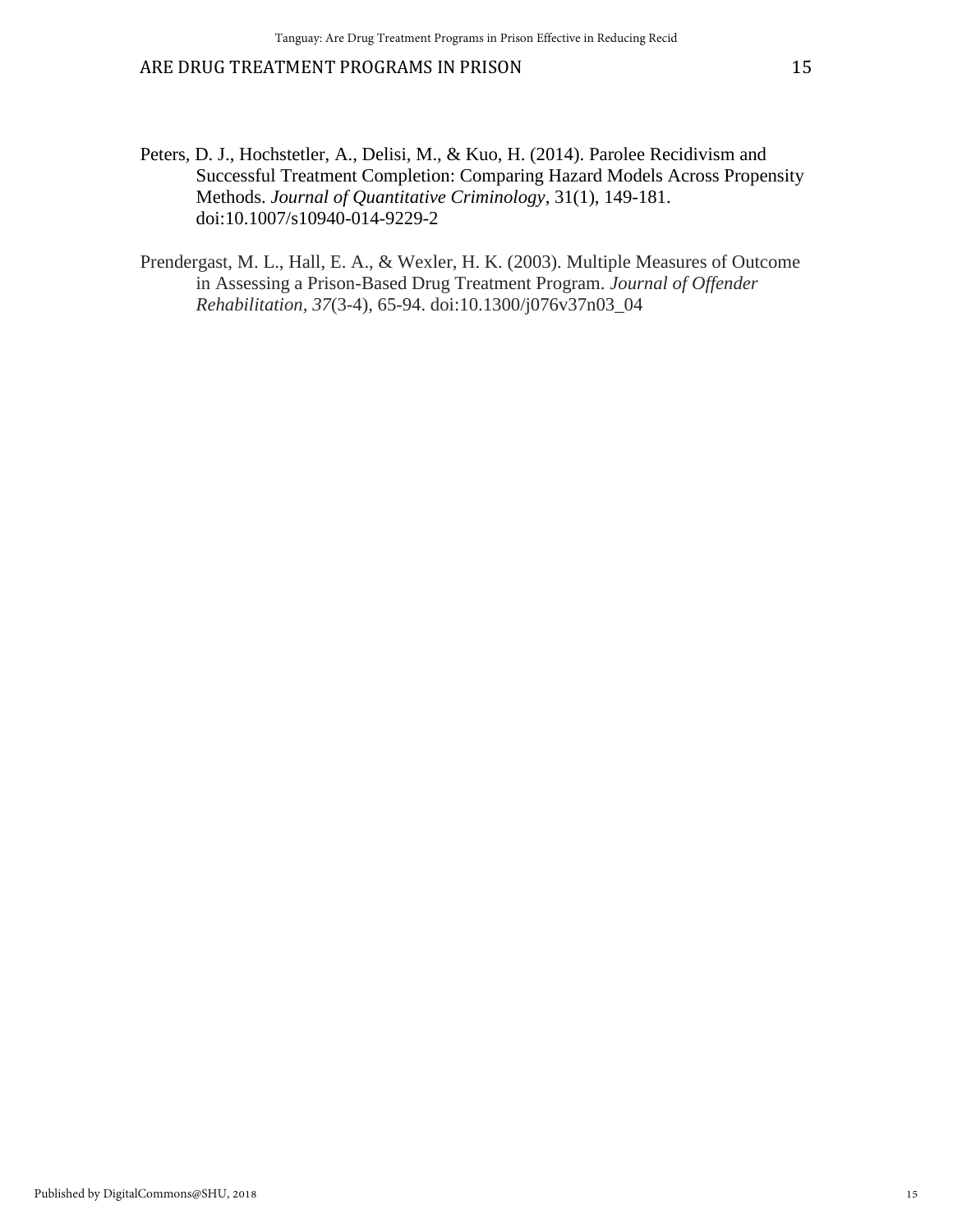Peters, D. J., Hochstetler, A., Delisi, M., & Kuo, H. (2014). Parolee Recidivism and Successful Treatment Completion: Comparing Hazard Models Across Propensity Methods. *Journal of Quantitative Criminology*, 31(1), 149-181. doi:10.1007/s10940-014-9229-2

Prendergast, M. L., Hall, E. A., & Wexler, H. K. (2003). Multiple Measures of Outcome in Assessing a Prison-Based Drug Treatment Program. *Journal of Offender Rehabilitation, 37*(3-4), 65-94. doi:10.1300/j076v37n03_04